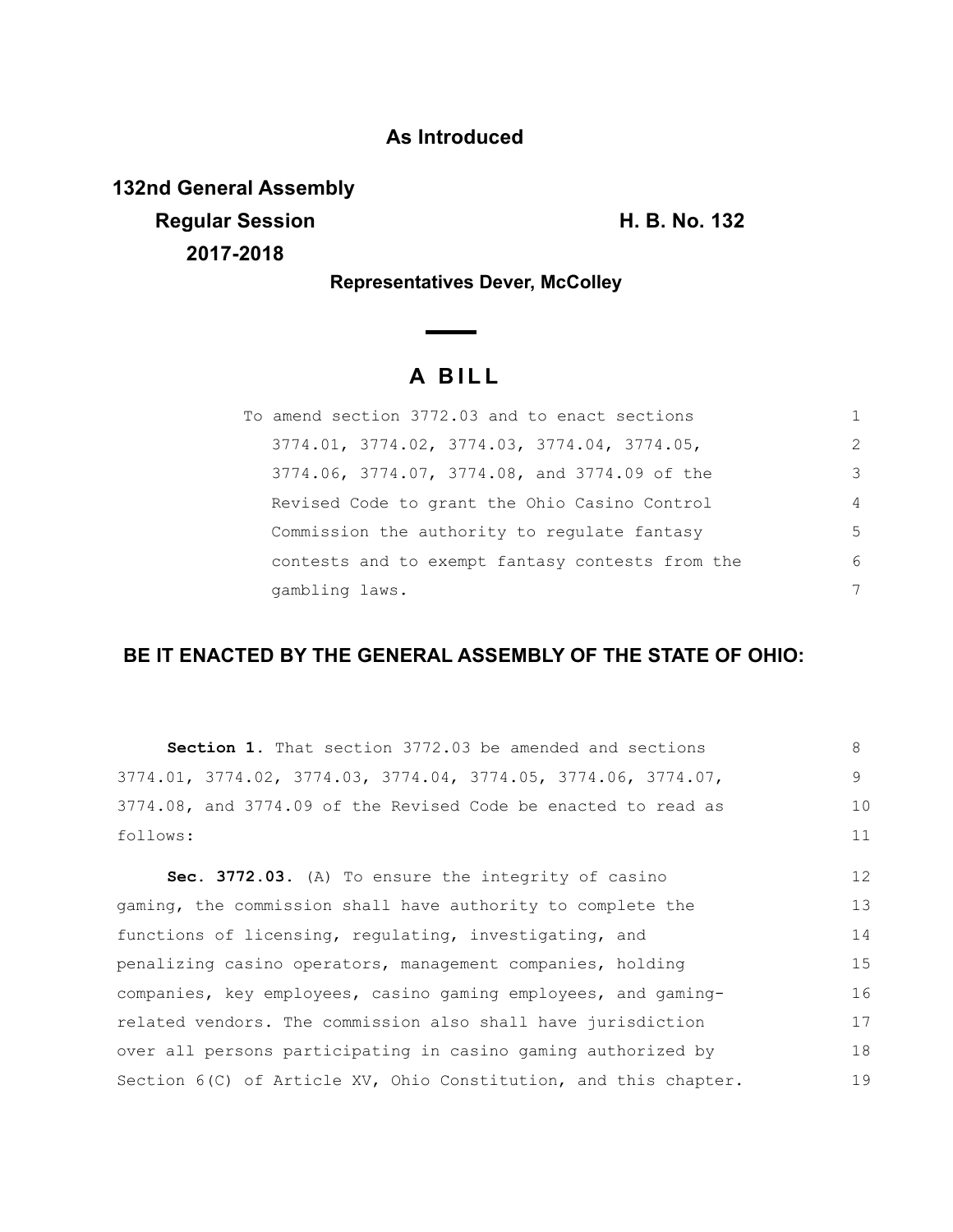**As Introduced**

**132nd General Assembly**
**Regular Session** **H. B. No. 132**
**2017-2018**

**Representatives Dever, McColley**

# A BILL

To amend section 3772.03 and to enact sections 3774.01, 3774.02, 3774.03, 3774.04, 3774.05, 3774.06, 3774.07, 3774.08, and 3774.09 of the Revised Code to grant the Ohio Casino Control Commission the authority to regulate fantasy contests and to exempt fantasy contests from the gambling laws.

## BE IT ENACTED BY THE GENERAL ASSEMBLY OF THE STATE OF OHIO:

**Section 1.** That section 3772.03 be amended and sections 3774.01, 3774.02, 3774.03, 3774.04, 3774.05, 3774.06, 3774.07, 3774.08, and 3774.09 of the Revised Code be enacted to read as follows:

**Sec. 3772.03.** (A) To ensure the integrity of casino gaming, the commission shall have authority to complete the functions of licensing, regulating, investigating, and penalizing casino operators, management companies, holding companies, key employees, casino gaming employees, and gaming-related vendors. The commission also shall have jurisdiction over all persons participating in casino gaming authorized by Section 6(C) of Article XV, Ohio Constitution, and this chapter.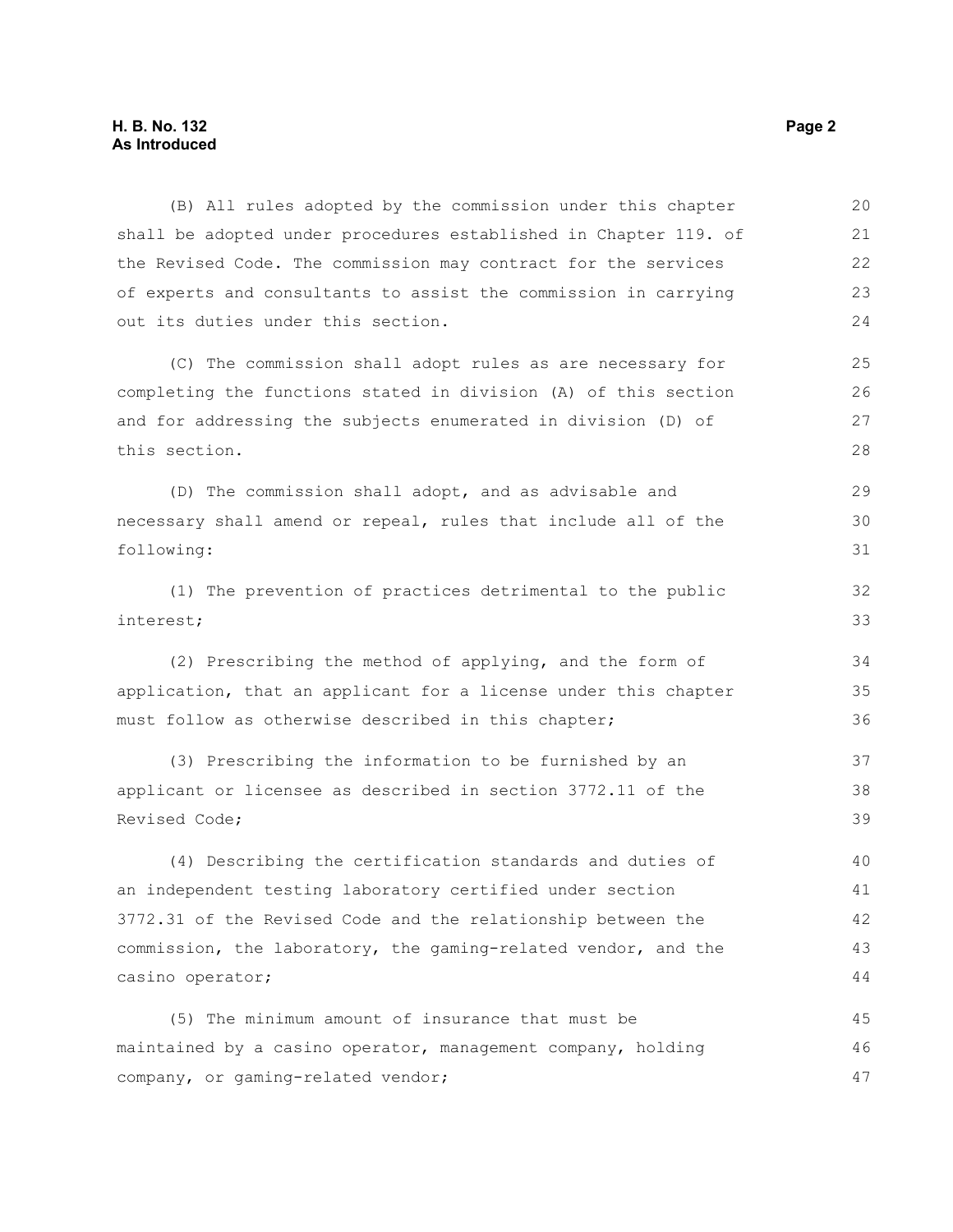(B) All rules adopted by the commission under this chapter shall be adopted under procedures established in Chapter 119. of the Revised Code. The commission may contract for the services of experts and consultants to assist the commission in carrying out its duties under this section.

(C) The commission shall adopt rules as are necessary for completing the functions stated in division (A) of this section and for addressing the subjects enumerated in division (D) of this section.

(D) The commission shall adopt, and as advisable and necessary shall amend or repeal, rules that include all of the following:

(1) The prevention of practices detrimental to the public interest;

(2) Prescribing the method of applying, and the form of application, that an applicant for a license under this chapter must follow as otherwise described in this chapter;

(3) Prescribing the information to be furnished by an applicant or licensee as described in section 3772.11 of the Revised Code;

(4) Describing the certification standards and duties of an independent testing laboratory certified under section 3772.31 of the Revised Code and the relationship between the commission, the laboratory, the gaming-related vendor, and the casino operator;

(5) The minimum amount of insurance that must be maintained by a casino operator, management company, holding company, or gaming-related vendor;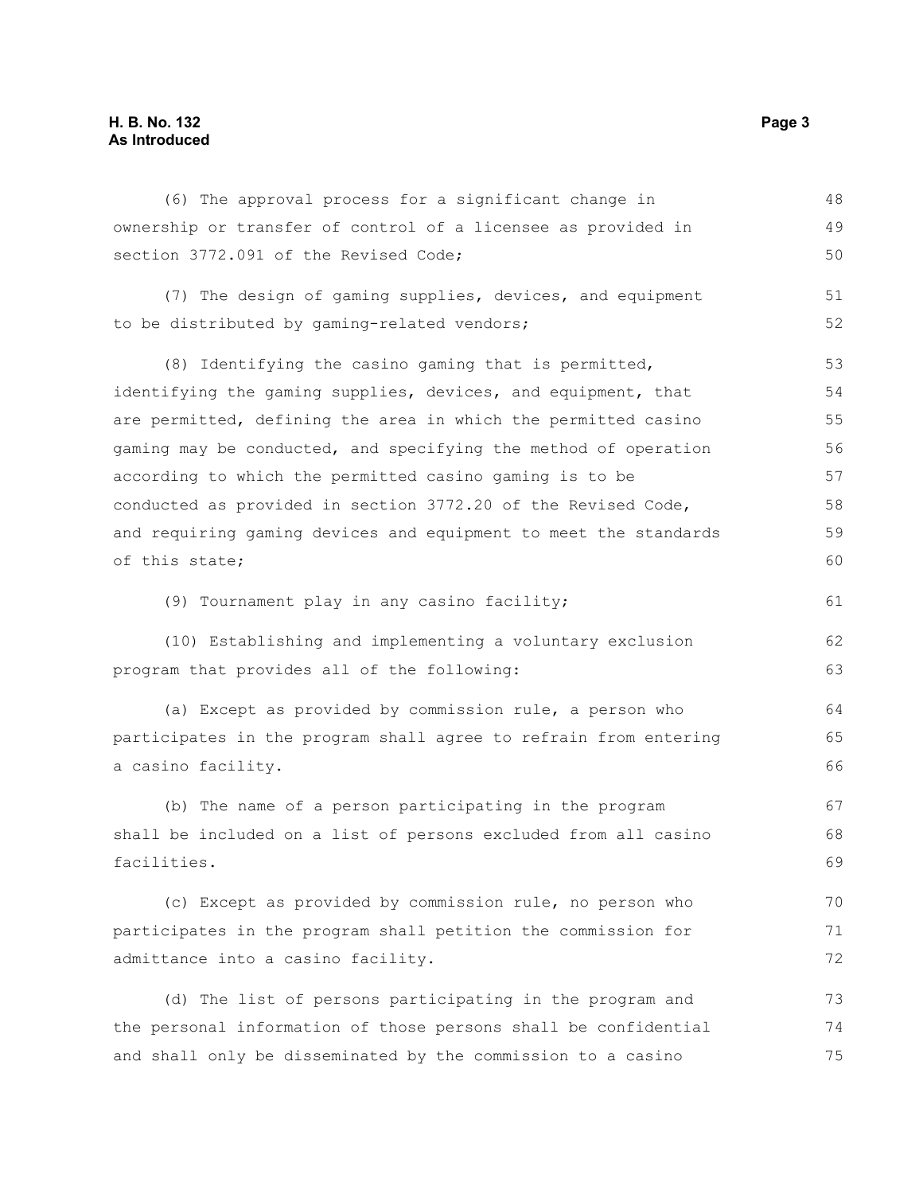(6) The approval process for a significant change in ownership or transfer of control of a licensee as provided in section 3772.091 of the Revised Code;

(7) The design of gaming supplies, devices, and equipment to be distributed by gaming-related vendors;

(8) Identifying the casino gaming that is permitted, identifying the gaming supplies, devices, and equipment, that are permitted, defining the area in which the permitted casino gaming may be conducted, and specifying the method of operation according to which the permitted casino gaming is to be conducted as provided in section 3772.20 of the Revised Code, and requiring gaming devices and equipment to meet the standards of this state;

(9) Tournament play in any casino facility;

(10) Establishing and implementing a voluntary exclusion program that provides all of the following:

(a) Except as provided by commission rule, a person who participates in the program shall agree to refrain from entering a casino facility.

(b) The name of a person participating in the program shall be included on a list of persons excluded from all casino facilities.

(c) Except as provided by commission rule, no person who participates in the program shall petition the commission for admittance into a casino facility.

(d) The list of persons participating in the program and the personal information of those persons shall be confidential and shall only be disseminated by the commission to a casino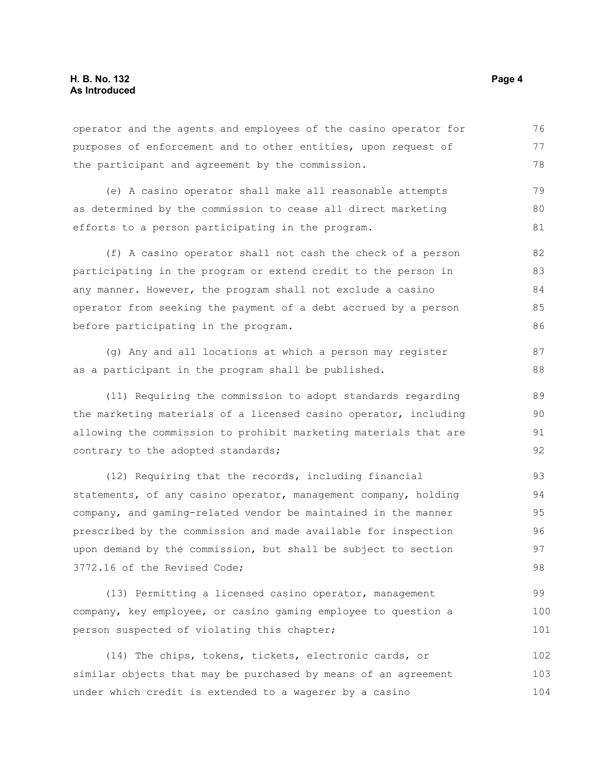operator and the agents and employees of the casino operator for purposes of enforcement and to other entities, upon request of the participant and agreement by the commission.

(e) A casino operator shall make all reasonable attempts as determined by the commission to cease all direct marketing efforts to a person participating in the program.

(f) A casino operator shall not cash the check of a person participating in the program or extend credit to the person in any manner. However, the program shall not exclude a casino operator from seeking the payment of a debt accrued by a person before participating in the program.

(g) Any and all locations at which a person may register as a participant in the program shall be published.

(11) Requiring the commission to adopt standards regarding the marketing materials of a licensed casino operator, including allowing the commission to prohibit marketing materials that are contrary to the adopted standards;

(12) Requiring that the records, including financial statements, of any casino operator, management company, holding company, and gaming-related vendor be maintained in the manner prescribed by the commission and made available for inspection upon demand by the commission, but shall be subject to section 3772.16 of the Revised Code;

(13) Permitting a licensed casino operator, management company, key employee, or casino gaming employee to question a person suspected of violating this chapter;

(14) The chips, tokens, tickets, electronic cards, or similar objects that may be purchased by means of an agreement under which credit is extended to a wagerer by a casino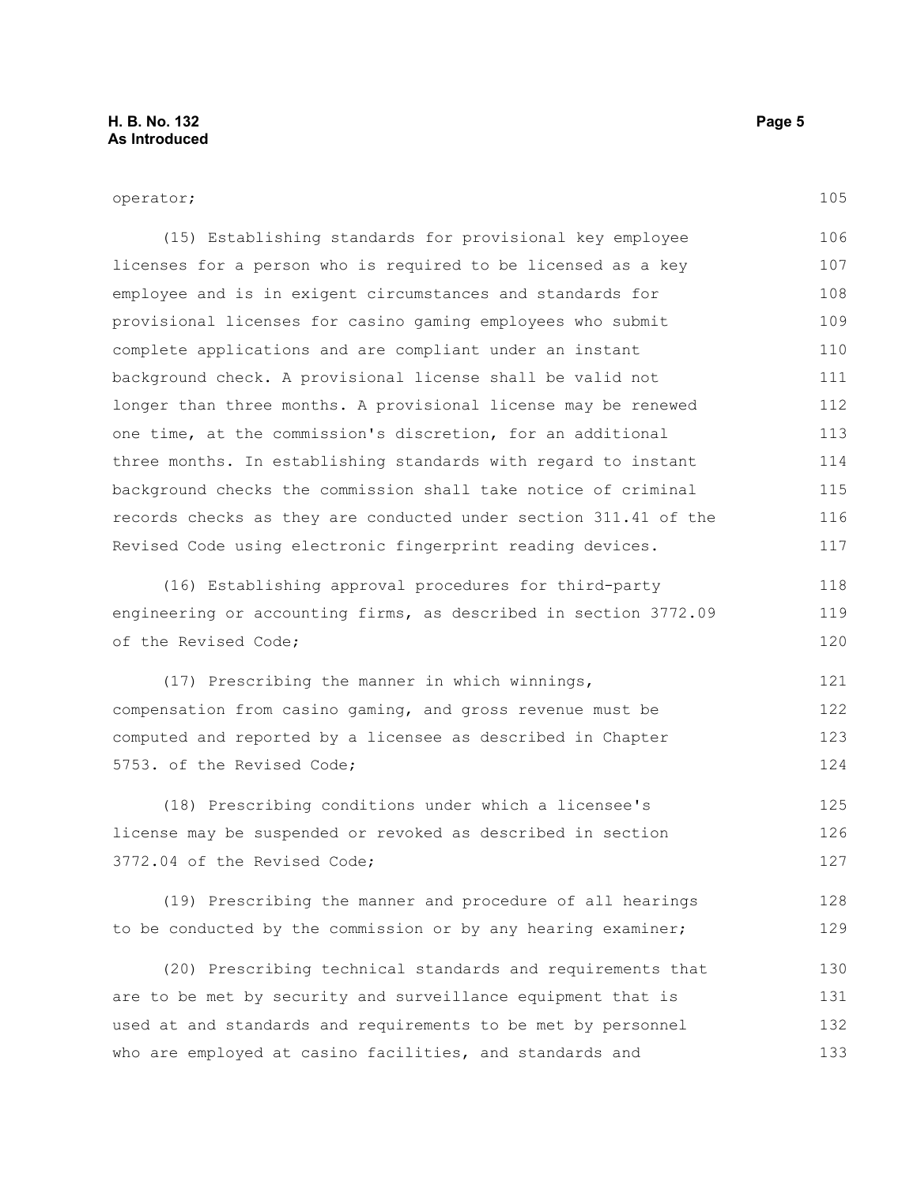operator;

(15) Establishing standards for provisional key employee licenses for a person who is required to be licensed as a key employee and is in exigent circumstances and standards for provisional licenses for casino gaming employees who submit complete applications and are compliant under an instant background check. A provisional license shall be valid not longer than three months. A provisional license may be renewed one time, at the commission's discretion, for an additional three months. In establishing standards with regard to instant background checks the commission shall take notice of criminal records checks as they are conducted under section 311.41 of the Revised Code using electronic fingerprint reading devices.

(16) Establishing approval procedures for third-party engineering or accounting firms, as described in section 3772.09 of the Revised Code;

(17) Prescribing the manner in which winnings, compensation from casino gaming, and gross revenue must be computed and reported by a licensee as described in Chapter 5753. of the Revised Code;

(18) Prescribing conditions under which a licensee's license may be suspended or revoked as described in section 3772.04 of the Revised Code;

(19) Prescribing the manner and procedure of all hearings to be conducted by the commission or by any hearing examiner;

(20) Prescribing technical standards and requirements that are to be met by security and surveillance equipment that is used at and standards and requirements to be met by personnel who are employed at casino facilities, and standards and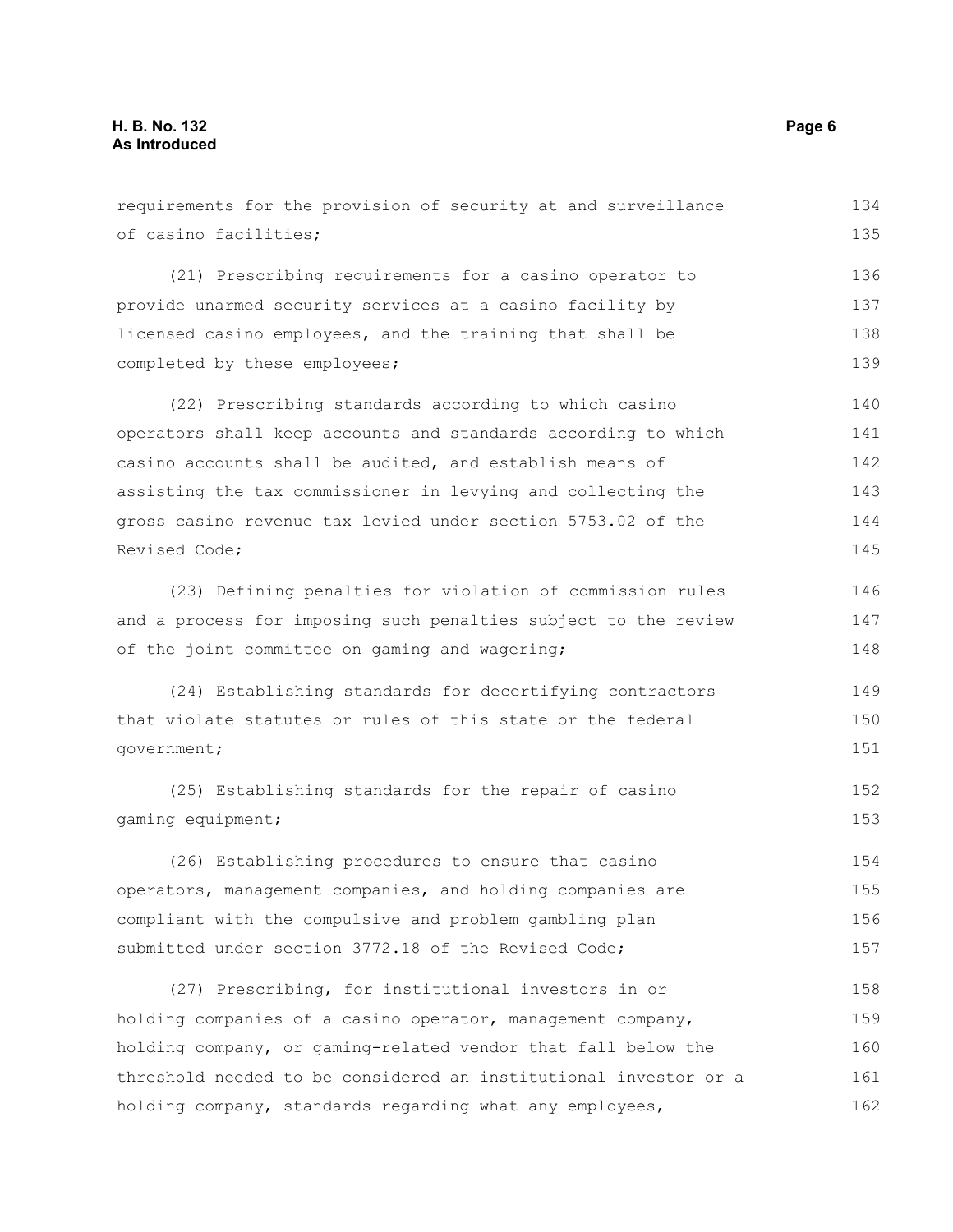requirements for the provision of security at and surveillance of casino facilities;

(21) Prescribing requirements for a casino operator to provide unarmed security services at a casino facility by licensed casino employees, and the training that shall be completed by these employees;

(22) Prescribing standards according to which casino operators shall keep accounts and standards according to which casino accounts shall be audited, and establish means of assisting the tax commissioner in levying and collecting the gross casino revenue tax levied under section 5753.02 of the Revised Code;

(23) Defining penalties for violation of commission rules and a process for imposing such penalties subject to the review of the joint committee on gaming and wagering;

(24) Establishing standards for decertifying contractors that violate statutes or rules of this state or the federal government;

(25) Establishing standards for the repair of casino gaming equipment;

(26) Establishing procedures to ensure that casino operators, management companies, and holding companies are compliant with the compulsive and problem gambling plan submitted under section 3772.18 of the Revised Code;

(27) Prescribing, for institutional investors in or holding companies of a casino operator, management company, holding company, or gaming-related vendor that fall below the threshold needed to be considered an institutional investor or a holding company, standards regarding what any employees,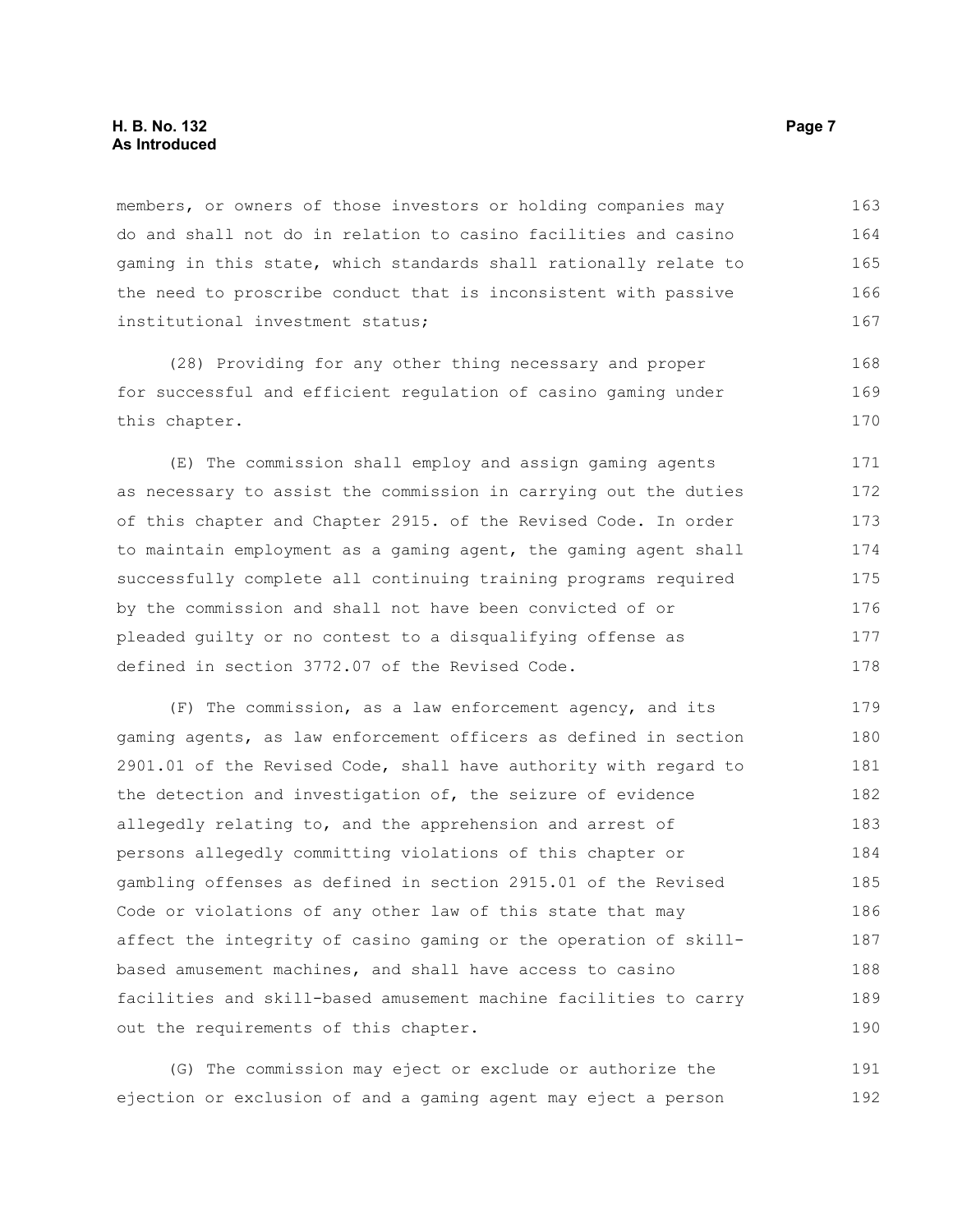members, or owners of those investors or holding companies may do and shall not do in relation to casino facilities and casino gaming in this state, which standards shall rationally relate to the need to proscribe conduct that is inconsistent with passive institutional investment status;

(28) Providing for any other thing necessary and proper for successful and efficient regulation of casino gaming under this chapter.

(E) The commission shall employ and assign gaming agents as necessary to assist the commission in carrying out the duties of this chapter and Chapter 2915. of the Revised Code. In order to maintain employment as a gaming agent, the gaming agent shall successfully complete all continuing training programs required by the commission and shall not have been convicted of or pleaded guilty or no contest to a disqualifying offense as defined in section 3772.07 of the Revised Code.

(F) The commission, as a law enforcement agency, and its gaming agents, as law enforcement officers as defined in section 2901.01 of the Revised Code, shall have authority with regard to the detection and investigation of, the seizure of evidence allegedly relating to, and the apprehension and arrest of persons allegedly committing violations of this chapter or gambling offenses as defined in section 2915.01 of the Revised Code or violations of any other law of this state that may affect the integrity of casino gaming or the operation of skill-based amusement machines, and shall have access to casino facilities and skill-based amusement machine facilities to carry out the requirements of this chapter.

(G) The commission may eject or exclude or authorize the ejection or exclusion of and a gaming agent may eject a person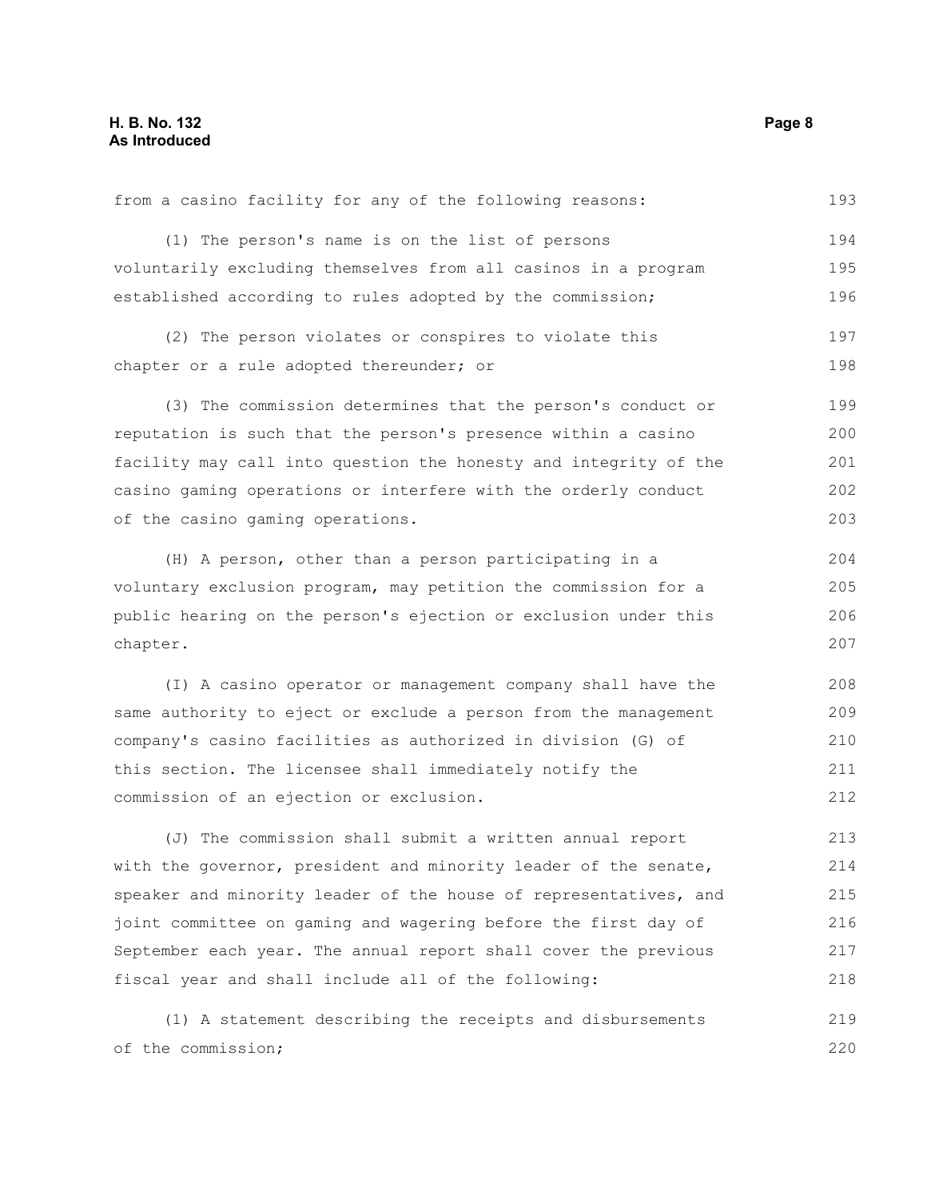from a casino facility for any of the following reasons:

(1) The person's name is on the list of persons voluntarily excluding themselves from all casinos in a program established according to rules adopted by the commission;

(2) The person violates or conspires to violate this chapter or a rule adopted thereunder; or

(3) The commission determines that the person's conduct or reputation is such that the person's presence within a casino facility may call into question the honesty and integrity of the casino gaming operations or interfere with the orderly conduct of the casino gaming operations.

(H) A person, other than a person participating in a voluntary exclusion program, may petition the commission for a public hearing on the person's ejection or exclusion under this chapter.

(I) A casino operator or management company shall have the same authority to eject or exclude a person from the management company's casino facilities as authorized in division (G) of this section. The licensee shall immediately notify the commission of an ejection or exclusion.

(J) The commission shall submit a written annual report with the governor, president and minority leader of the senate, speaker and minority leader of the house of representatives, and joint committee on gaming and wagering before the first day of September each year. The annual report shall cover the previous fiscal year and shall include all of the following:

(1) A statement describing the receipts and disbursements of the commission;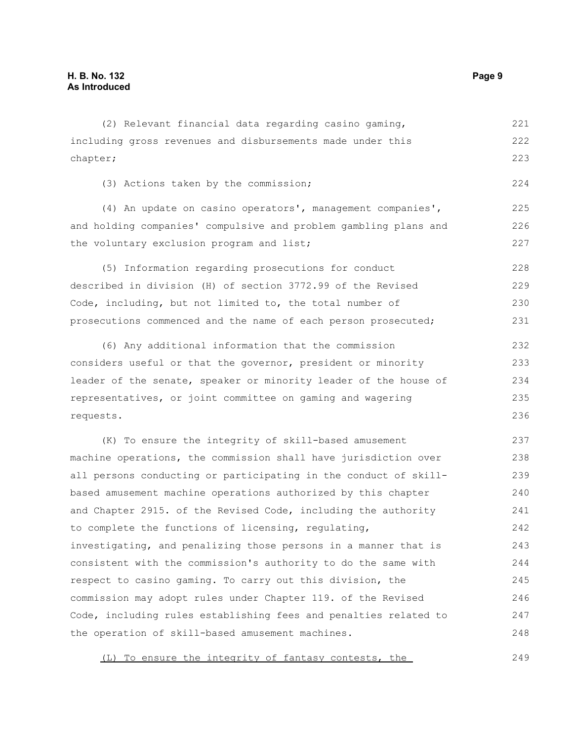(2) Relevant financial data regarding casino gaming, including gross revenues and disbursements made under this chapter;

(3) Actions taken by the commission;

(4) An update on casino operators', management companies', and holding companies' compulsive and problem gambling plans and the voluntary exclusion program and list;

(5) Information regarding prosecutions for conduct described in division (H) of section 3772.99 of the Revised Code, including, but not limited to, the total number of prosecutions commenced and the name of each person prosecuted;

(6) Any additional information that the commission considers useful or that the governor, president or minority leader of the senate, speaker or minority leader of the house of representatives, or joint committee on gaming and wagering requests.

(K) To ensure the integrity of skill-based amusement machine operations, the commission shall have jurisdiction over all persons conducting or participating in the conduct of skill-based amusement machine operations authorized by this chapter and Chapter 2915. of the Revised Code, including the authority to complete the functions of licensing, regulating, investigating, and penalizing those persons in a manner that is consistent with the commission's authority to do the same with respect to casino gaming. To carry out this division, the commission may adopt rules under Chapter 119. of the Revised Code, including rules establishing fees and penalties related to the operation of skill-based amusement machines.

<u>(L) To ensure the integrity of fantasy contests, the</u>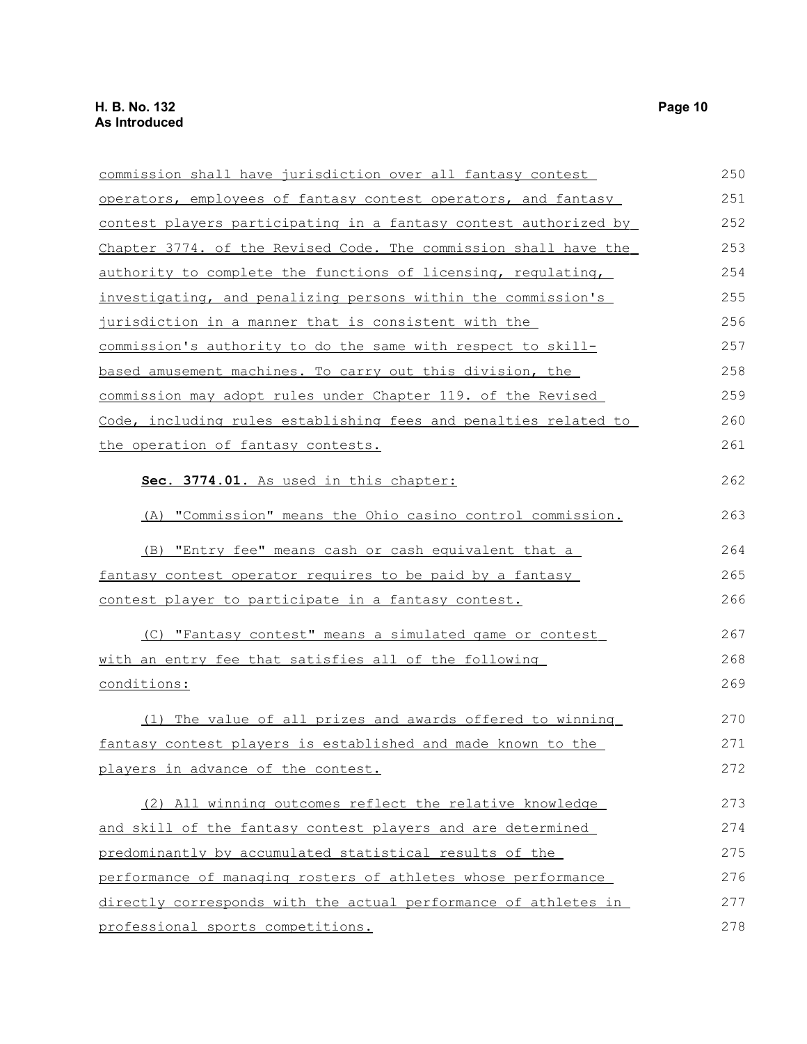commission shall have jurisdiction over all fantasy contest operators, employees of fantasy contest operators, and fantasy contest players participating in a fantasy contest authorized by Chapter 3774. of the Revised Code. The commission shall have the authority to complete the functions of licensing, regulating, investigating, and penalizing persons within the commission's jurisdiction in a manner that is consistent with the commission's authority to do the same with respect to skill-based amusement machines. To carry out this division, the commission may adopt rules under Chapter 119. of the Revised Code, including rules establishing fees and penalties related to the operation of fantasy contests.

**Sec. 3774.01.** As used in this chapter:

(A) "Commission" means the Ohio casino control commission.

(B) "Entry fee" means cash or cash equivalent that a fantasy contest operator requires to be paid by a fantasy contest player to participate in a fantasy contest.

(C) "Fantasy contest" means a simulated game or contest with an entry fee that satisfies all of the following conditions:

(1) The value of all prizes and awards offered to winning fantasy contest players is established and made known to the players in advance of the contest.

(2) All winning outcomes reflect the relative knowledge and skill of the fantasy contest players and are determined predominantly by accumulated statistical results of the performance of managing rosters of athletes whose performance directly corresponds with the actual performance of athletes in professional sports competitions.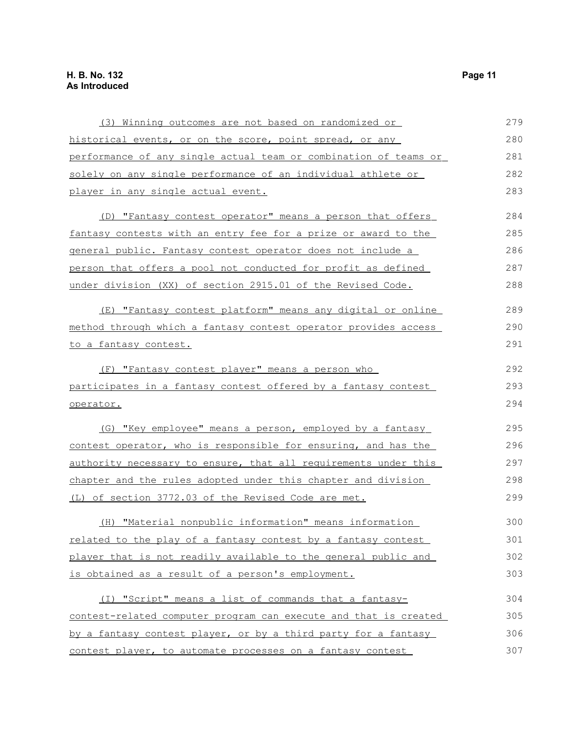(3) Winning outcomes are not based on randomized or historical events, or on the score, point spread, or any performance of any single actual team or combination of teams or solely on any single performance of an individual athlete or player in any single actual event.

(D) "Fantasy contest operator" means a person that offers fantasy contests with an entry fee for a prize or award to the general public. Fantasy contest operator does not include a person that offers a pool not conducted for profit as defined under division (XX) of section 2915.01 of the Revised Code.

(E) "Fantasy contest platform" means any digital or online method through which a fantasy contest operator provides access to a fantasy contest.

(F) "Fantasy contest player" means a person who participates in a fantasy contest offered by a fantasy contest operator.

(G) "Key employee" means a person, employed by a fantasy contest operator, who is responsible for ensuring, and has the authority necessary to ensure, that all requirements under this chapter and the rules adopted under this chapter and division (L) of section 3772.03 of the Revised Code are met.

(H) "Material nonpublic information" means information related to the play of a fantasy contest by a fantasy contest player that is not readily available to the general public and is obtained as a result of a person's employment.

(I) "Script" means a list of commands that a fantasy-contest-related computer program can execute and that is created by a fantasy contest player, or by a third party for a fantasy contest player, to automate processes on a fantasy contest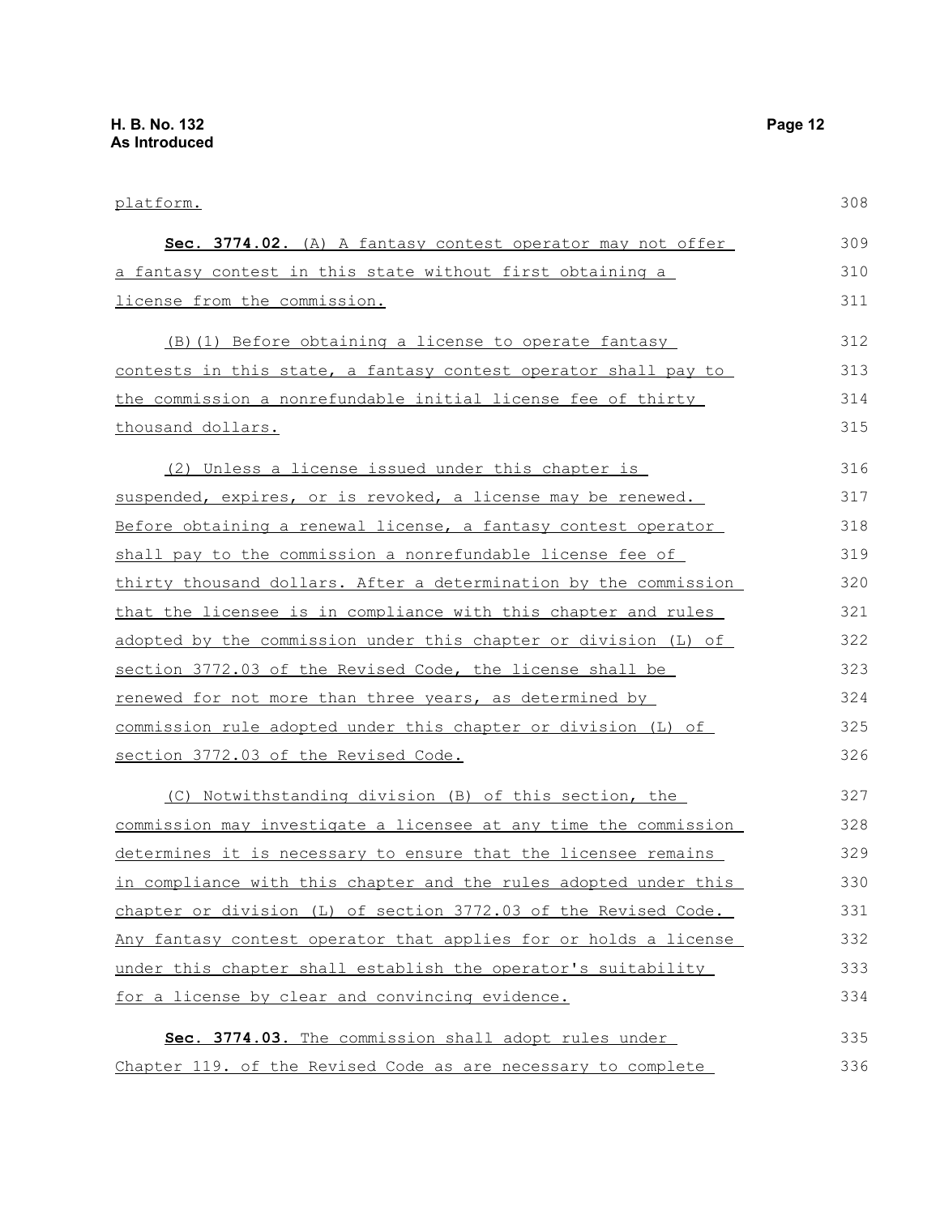platform.

**Sec. 3774.02.** (A) A fantasy contest operator may not offer a fantasy contest in this state without first obtaining a license from the commission.

(B)(1) Before obtaining a license to operate fantasy contests in this state, a fantasy contest operator shall pay to the commission a nonrefundable initial license fee of thirty thousand dollars.

(2) Unless a license issued under this chapter is suspended, expires, or is revoked, a license may be renewed. Before obtaining a renewal license, a fantasy contest operator shall pay to the commission a nonrefundable license fee of thirty thousand dollars. After a determination by the commission that the licensee is in compliance with this chapter and rules adopted by the commission under this chapter or division (L) of section 3772.03 of the Revised Code, the license shall be renewed for not more than three years, as determined by commission rule adopted under this chapter or division (L) of section 3772.03 of the Revised Code.

(C) Notwithstanding division (B) of this section, the commission may investigate a licensee at any time the commission determines it is necessary to ensure that the licensee remains in compliance with this chapter and the rules adopted under this chapter or division (L) of section 3772.03 of the Revised Code. Any fantasy contest operator that applies for or holds a license under this chapter shall establish the operator's suitability for a license by clear and convincing evidence.

**Sec. 3774.03.** The commission shall adopt rules under Chapter 119. of the Revised Code as are necessary to complete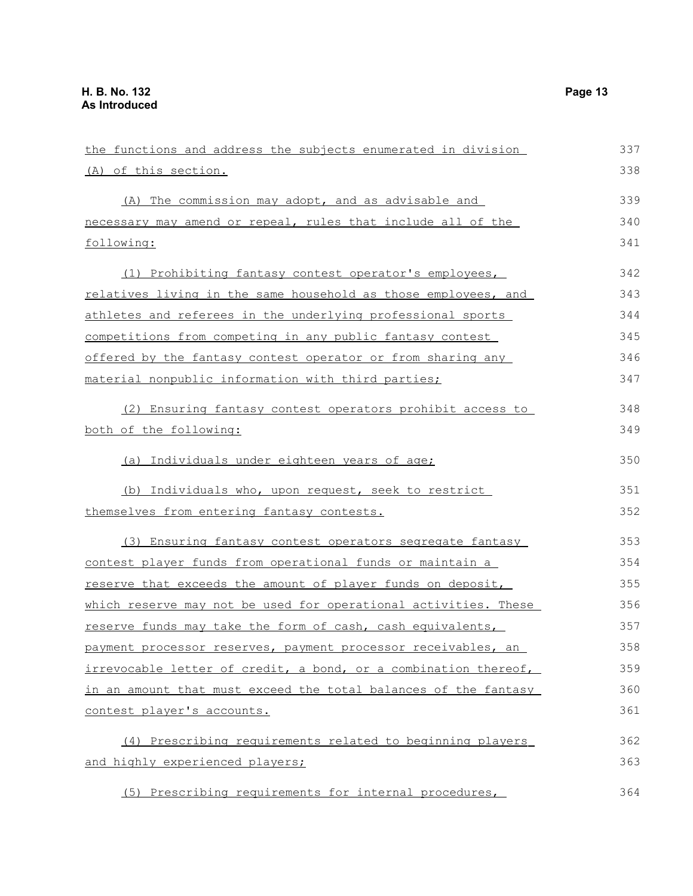the functions and address the subjects enumerated in division (A) of this section.

(A) The commission may adopt, and as advisable and necessary may amend or repeal, rules that include all of the following:

(1) Prohibiting fantasy contest operator's employees, relatives living in the same household as those employees, and athletes and referees in the underlying professional sports competitions from competing in any public fantasy contest offered by the fantasy contest operator or from sharing any material nonpublic information with third parties;

(2) Ensuring fantasy contest operators prohibit access to both of the following:

(a) Individuals under eighteen years of age;

(b) Individuals who, upon request, seek to restrict themselves from entering fantasy contests.

(3) Ensuring fantasy contest operators segregate fantasy contest player funds from operational funds or maintain a reserve that exceeds the amount of player funds on deposit, which reserve may not be used for operational activities. These reserve funds may take the form of cash, cash equivalents, payment processor reserves, payment processor receivables, an irrevocable letter of credit, a bond, or a combination thereof, in an amount that must exceed the total balances of the fantasy contest player's accounts.

(4) Prescribing requirements related to beginning players and highly experienced players;

(5) Prescribing requirements for internal procedures,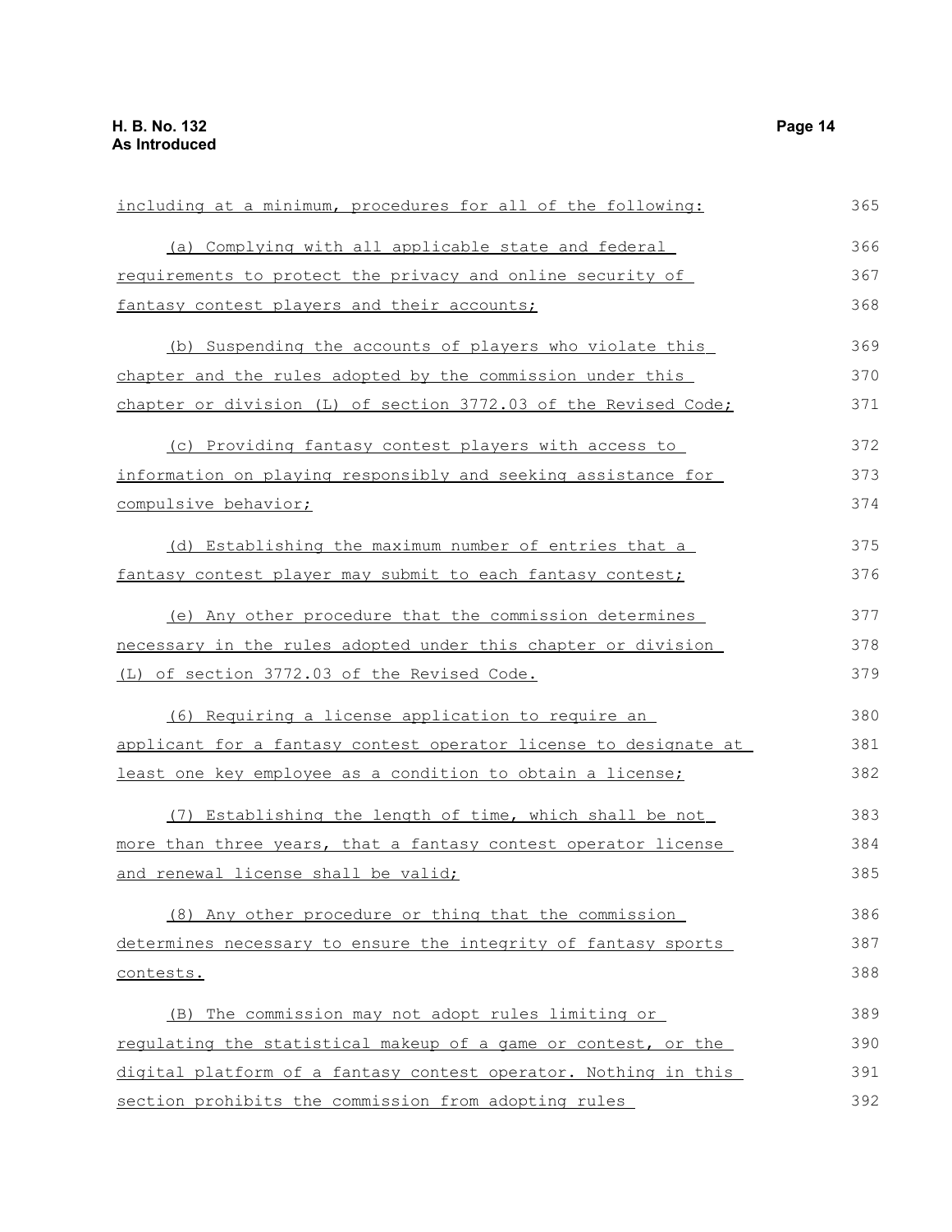including at a minimum, procedures for all of the following:

(a) Complying with all applicable state and federal requirements to protect the privacy and online security of fantasy contest players and their accounts;

(b) Suspending the accounts of players who violate this chapter and the rules adopted by the commission under this chapter or division (L) of section 3772.03 of the Revised Code;

(c) Providing fantasy contest players with access to information on playing responsibly and seeking assistance for compulsive behavior;

(d) Establishing the maximum number of entries that a fantasy contest player may submit to each fantasy contest;

(e) Any other procedure that the commission determines necessary in the rules adopted under this chapter or division (L) of section 3772.03 of the Revised Code.

(6) Requiring a license application to require an applicant for a fantasy contest operator license to designate at least one key employee as a condition to obtain a license;

(7) Establishing the length of time, which shall be not more than three years, that a fantasy contest operator license and renewal license shall be valid;

(8) Any other procedure or thing that the commission determines necessary to ensure the integrity of fantasy sports contests.

(B) The commission may not adopt rules limiting or regulating the statistical makeup of a game or contest, or the digital platform of a fantasy contest operator. Nothing in this section prohibits the commission from adopting rules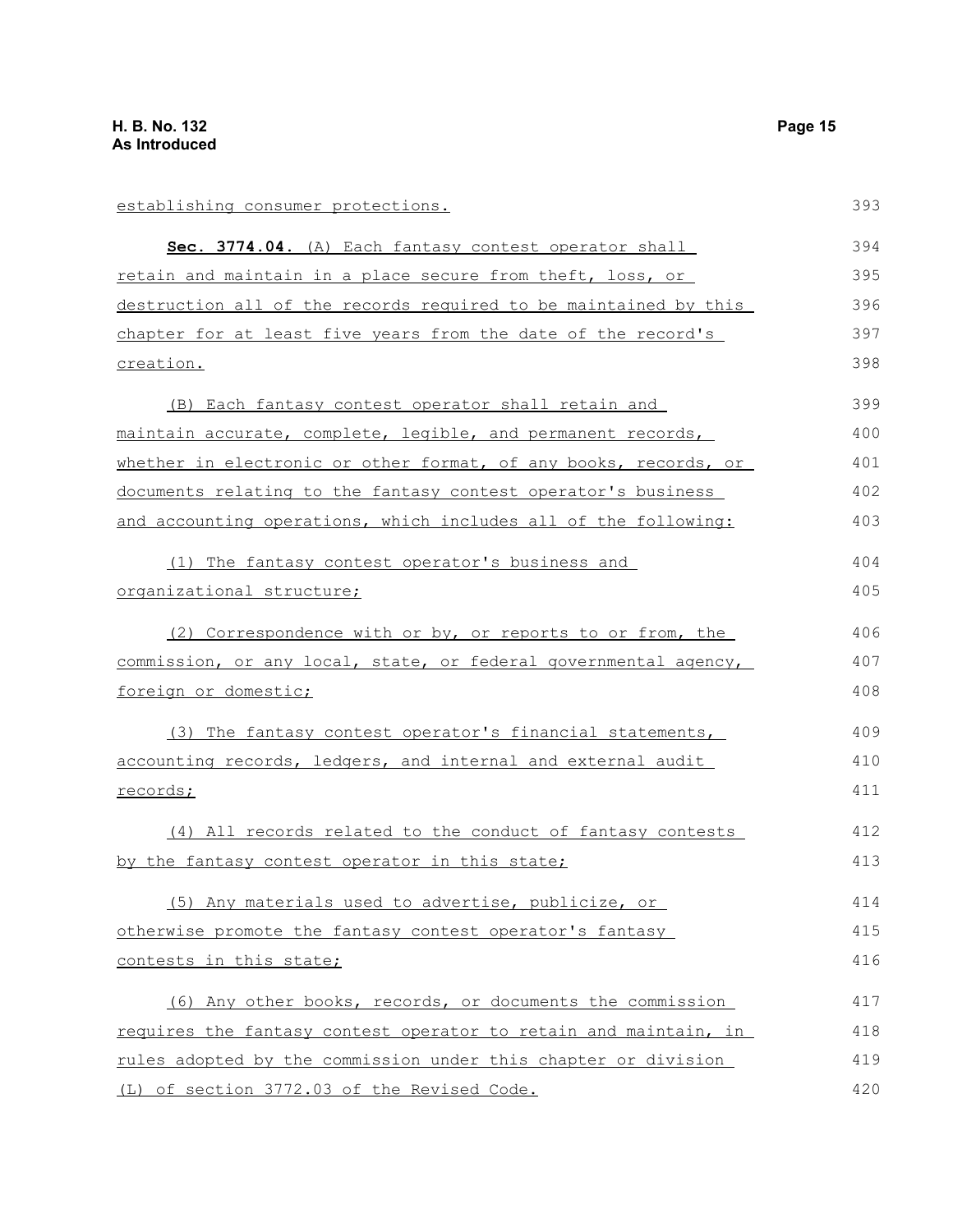establishing consumer protections.

**Sec. 3774.04.** (A) Each fantasy contest operator shall retain and maintain in a place secure from theft, loss, or destruction all of the records required to be maintained by this chapter for at least five years from the date of the record's creation.

(B) Each fantasy contest operator shall retain and maintain accurate, complete, legible, and permanent records, whether in electronic or other format, of any books, records, or documents relating to the fantasy contest operator's business and accounting operations, which includes all of the following:

(1) The fantasy contest operator's business and organizational structure;

(2) Correspondence with or by, or reports to or from, the commission, or any local, state, or federal governmental agency, foreign or domestic;

(3) The fantasy contest operator's financial statements, accounting records, ledgers, and internal and external audit records;

(4) All records related to the conduct of fantasy contests by the fantasy contest operator in this state;

(5) Any materials used to advertise, publicize, or otherwise promote the fantasy contest operator's fantasy contests in this state;

(6) Any other books, records, or documents the commission requires the fantasy contest operator to retain and maintain, in rules adopted by the commission under this chapter or division (L) of section 3772.03 of the Revised Code.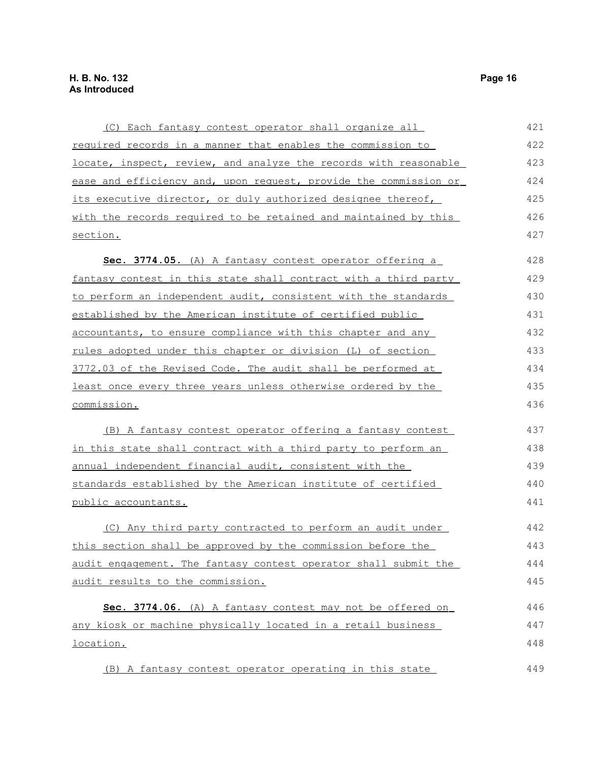(C) Each fantasy contest operator shall organize all required records in a manner that enables the commission to locate, inspect, review, and analyze the records with reasonable ease and efficiency and, upon request, provide the commission or its executive director, or duly authorized designee thereof, with the records required to be retained and maintained by this section.

**Sec. 3774.05.** (A) A fantasy contest operator offering a fantasy contest in this state shall contract with a third party to perform an independent audit, consistent with the standards established by the American institute of certified public accountants, to ensure compliance with this chapter and any rules adopted under this chapter or division (L) of section 3772.03 of the Revised Code. The audit shall be performed at least once every three years unless otherwise ordered by the commission.

(B) A fantasy contest operator offering a fantasy contest in this state shall contract with a third party to perform an annual independent financial audit, consistent with the standards established by the American institute of certified public accountants.

(C) Any third party contracted to perform an audit under this section shall be approved by the commission before the audit engagement. The fantasy contest operator shall submit the audit results to the commission.

**Sec. 3774.06.** (A) A fantasy contest may not be offered on any kiosk or machine physically located in a retail business location.

(B) A fantasy contest operator operating in this state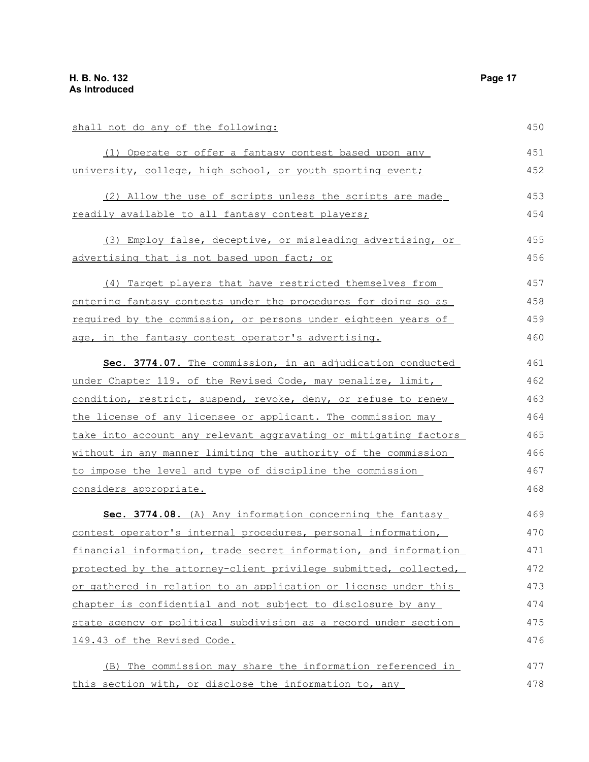shall not do any of the following:

(1) Operate or offer a fantasy contest based upon any university, college, high school, or youth sporting event;

(2) Allow the use of scripts unless the scripts are made readily available to all fantasy contest players;

(3) Employ false, deceptive, or misleading advertising, or advertising that is not based upon fact; or

(4) Target players that have restricted themselves from entering fantasy contests under the procedures for doing so as required by the commission, or persons under eighteen years of age, in the fantasy contest operator's advertising.

**Sec. 3774.07.** The commission, in an adjudication conducted under Chapter 119. of the Revised Code, may penalize, limit, condition, restrict, suspend, revoke, deny, or refuse to renew the license of any licensee or applicant. The commission may take into account any relevant aggravating or mitigating factors without in any manner limiting the authority of the commission to impose the level and type of discipline the commission considers appropriate.

**Sec. 3774.08.** (A) Any information concerning the fantasy contest operator's internal procedures, personal information, financial information, trade secret information, and information protected by the attorney-client privilege submitted, collected, or gathered in relation to an application or license under this chapter is confidential and not subject to disclosure by any state agency or political subdivision as a record under section 149.43 of the Revised Code.

(B) The commission may share the information referenced in this section with, or disclose the information to, any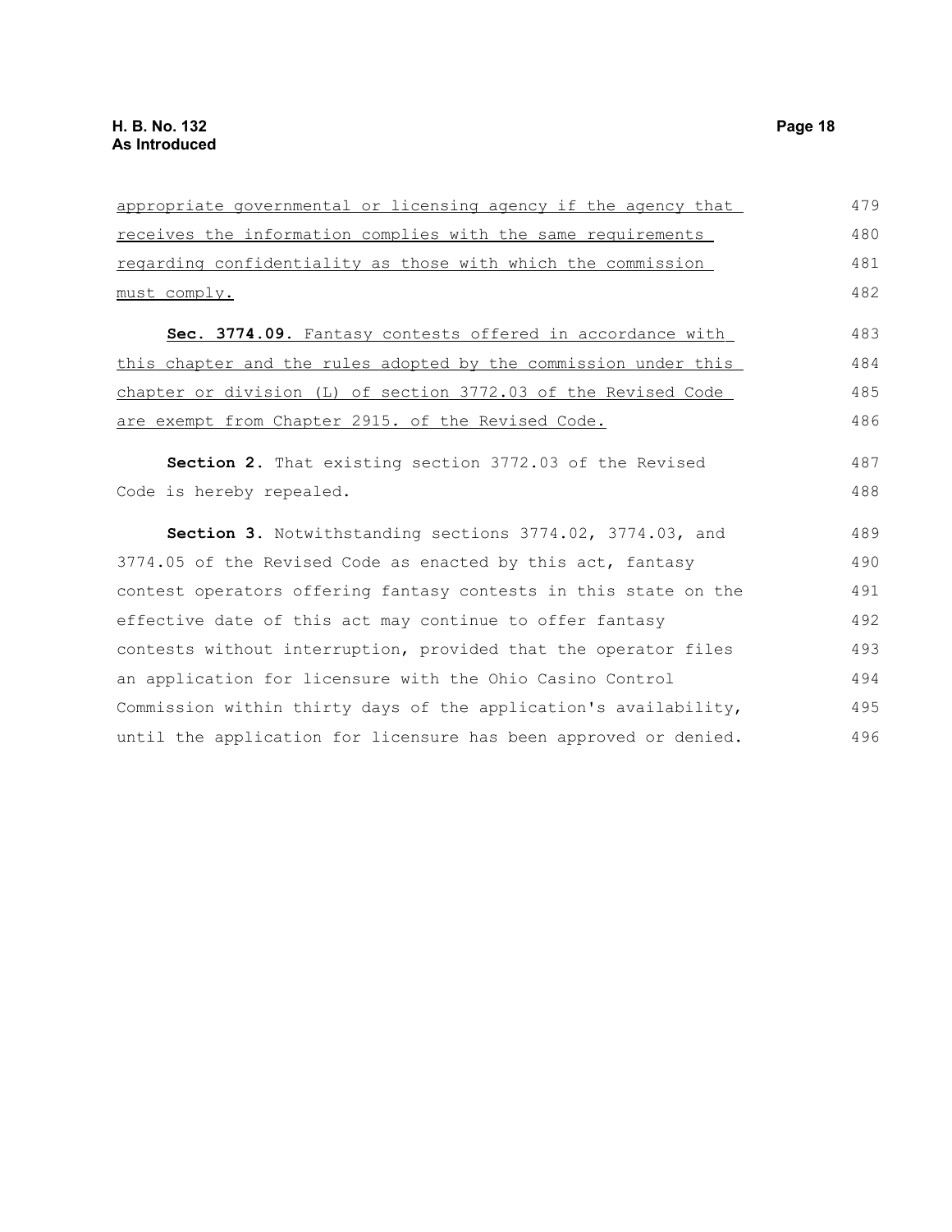appropriate governmental or licensing agency if the agency that receives the information complies with the same requirements regarding confidentiality as those with which the commission must comply.

**Sec. 3774.09.** Fantasy contests offered in accordance with this chapter and the rules adopted by the commission under this chapter or division (L) of section 3772.03 of the Revised Code are exempt from Chapter 2915. of the Revised Code.

**Section 2.** That existing section 3772.03 of the Revised Code is hereby repealed.

**Section 3.** Notwithstanding sections 3774.02, 3774.03, and 3774.05 of the Revised Code as enacted by this act, fantasy contest operators offering fantasy contests in this state on the effective date of this act may continue to offer fantasy contests without interruption, provided that the operator files an application for licensure with the Ohio Casino Control Commission within thirty days of the application's availability, until the application for licensure has been approved or denied.